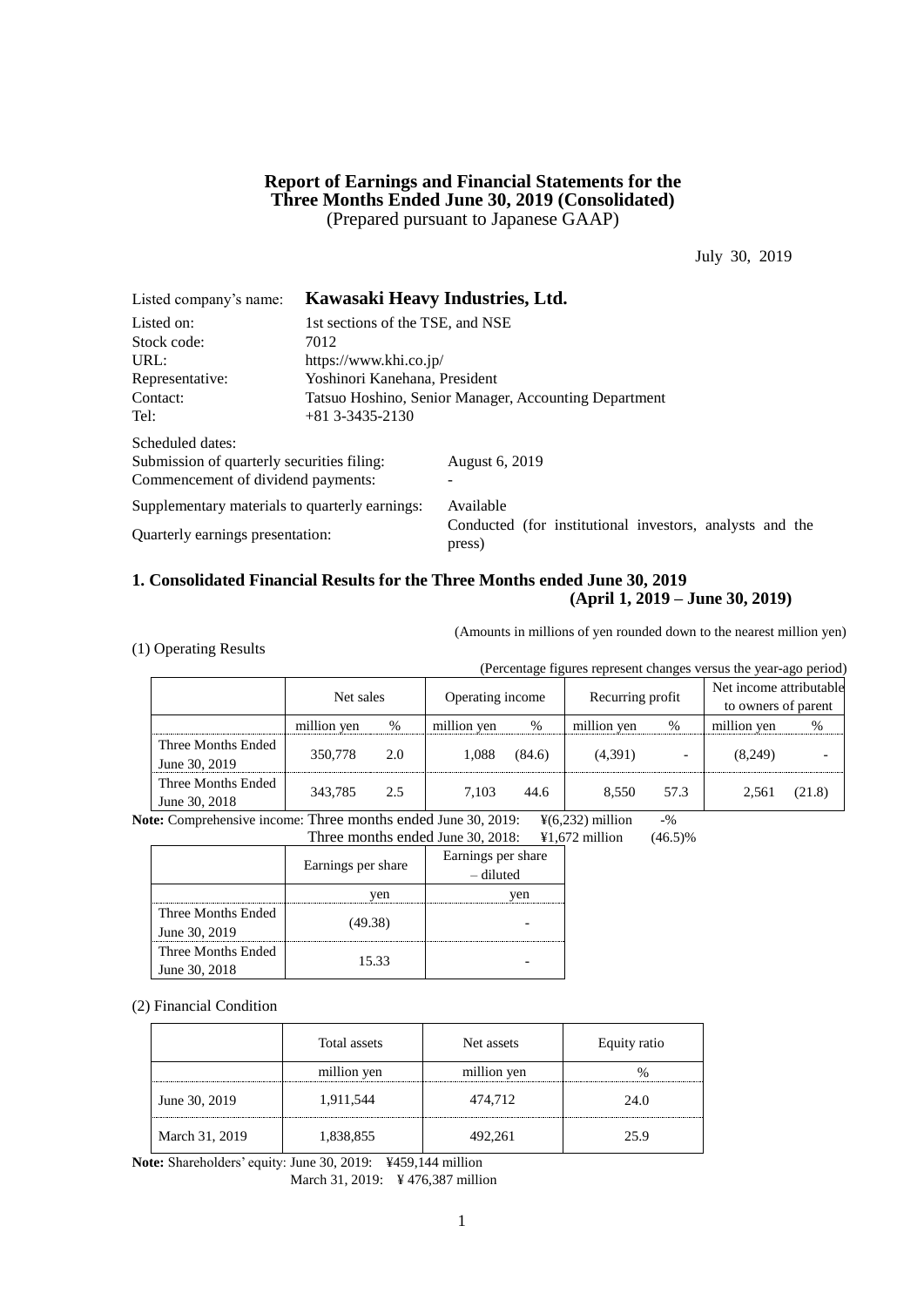# Report of Earnings and Financial Statements for the Three Months Ended June 30, 2019 (Consolidated)

(Prepared pursuant to Japanese GAAP)

July 30, 2019

| | |
|---|---|
| Listed company's name: | **Kawasaki Heavy Industries, Ltd.** |
| Listed on: | 1st sections of the TSE, and NSE |
| Stock code: | 7012 |
| URL: | https://www.khi.co.jp/ |
| Representative: | Yoshinori Kanehana, President |
| Contact: | Tatsuo Hoshino, Senior Manager, Accounting Department |
| Tel: | +81 3-3435-2130 |

Scheduled dates:

| | |
|---|---|
| Submission of quarterly securities filing: | August 6, 2019 |
| Commencement of dividend payments: | - |
| Supplementary materials to quarterly earnings: | Available |
| Quarterly earnings presentation: | Conducted (for institutional investors, analysts and the press) |

## 1. Consolidated Financial Results for the Three Months ended June 30, 2019 (April 1, 2019 – June 30, 2019)

(Amounts in millions of yen rounded down to the nearest million yen)

(1) Operating Results

(Percentage figures represent changes versus the year-ago period)

| | Net sales | | Operating income | | Recurring profit | | Net income attributable to owners of parent | |
|---|---|---|---|---|---|---|---|---|
| | million yen | % | million yen | % | million yen | % | million yen | % |
| Three Months Ended June 30, 2019 | 350,778 | 2.0 | 1,088 | (84.6) | (4,391) | - | (8,249) | - |
| Three Months Ended June 30, 2018 | 343,785 | 2.5 | 7,103 | 44.6 | 8,550 | 57.3 | 2,561 | (21.8) |

**Note:** Comprehensive income: Three months ended June 30, 2019: ¥(6,232) million -%
Three months ended June 30, 2018: ¥1,672 million (46.5)%

| | Earnings per share | Earnings per share – diluted |
|---|---|---|
| | yen | yen |
| Three Months Ended June 30, 2019 | (49.38) | - |
| Three Months Ended June 30, 2018 | 15.33 | - |

(2) Financial Condition

| | Total assets | Net assets | Equity ratio |
|---|---|---|---|
| | million yen | million yen | % |
| June 30, 2019 | 1,911,544 | 474,712 | 24.0 |
| March 31, 2019 | 1,838,855 | 492,261 | 25.9 |

**Note:** Shareholders' equity: June 30, 2019: ¥459,144 million
March 31, 2019: ¥ 476,387 million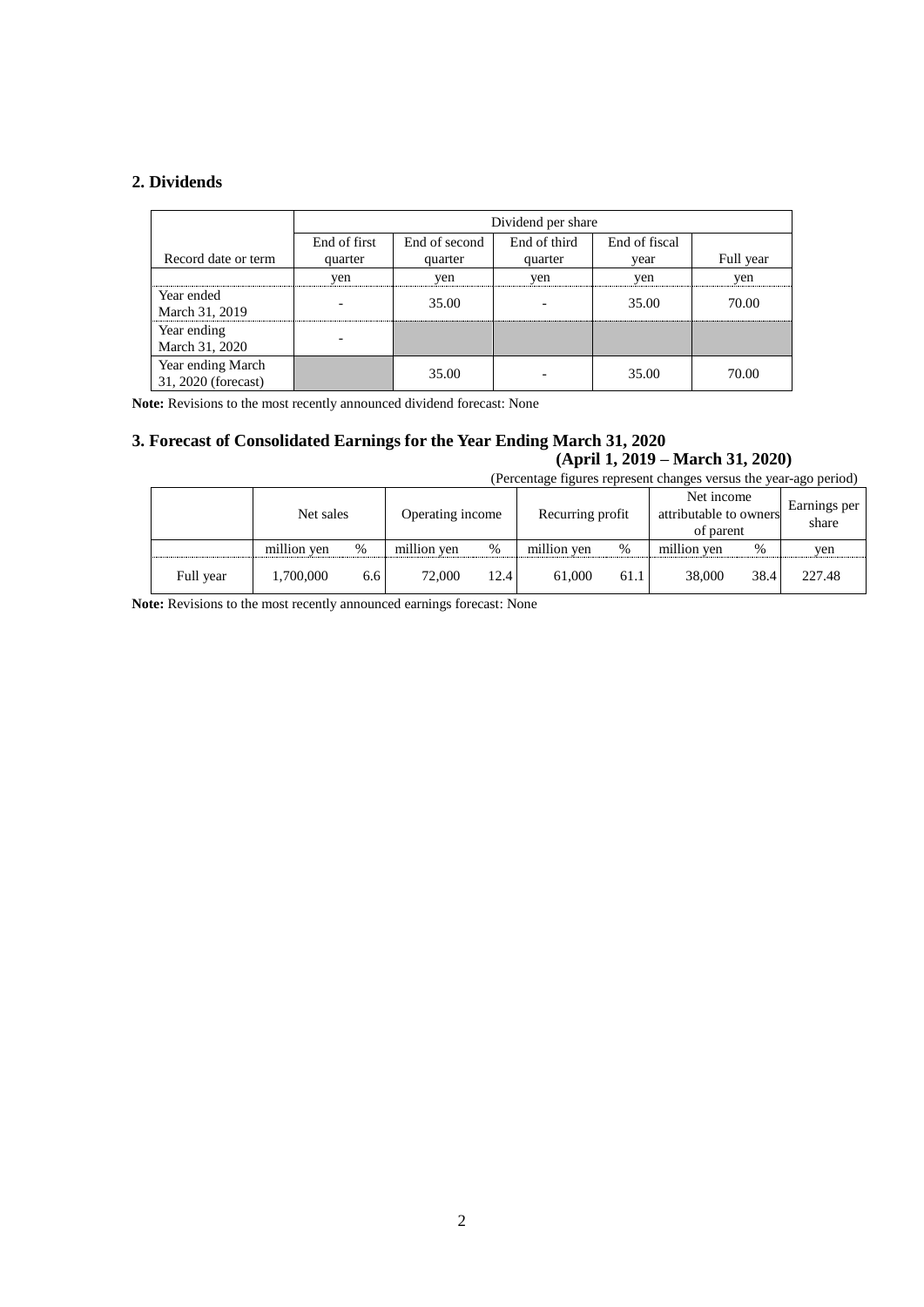## 2. Dividends

| Record date or term | Dividend per share | | | | |
|---|---|---|---|---|---|
| | End of first quarter | End of second quarter | End of third quarter | End of fiscal year | Full year |
| | yen | yen | yen | yen | yen |
| Year ended March 31, 2019 | - | 35.00 | - | 35.00 | 70.00 |
| Year ending March 31, 2020 | - | | | | |
| Year ending March 31, 2020 (forecast) | | 35.00 | - | 35.00 | 70.00 |

**Note:** Revisions to the most recently announced dividend forecast: None

## 3. Forecast of Consolidated Earnings for the Year Ending March 31, 2020

**(April 1, 2019 – March 31, 2020)**

(Percentage figures represent changes versus the year-ago period)

| | Net sales | | Operating income | | Recurring profit | | Net income attributable to owners of parent | | Earnings per share |
|---|---|---|---|---|---|---|---|---|---|
| | million yen | % | million yen | % | million yen | % | million yen | % | yen |
| Full year | 1,700,000 | 6.6 | 72,000 | 12.4 | 61,000 | 61.1 | 38,000 | 38.4 | 227.48 |

**Note:** Revisions to the most recently announced earnings forecast: None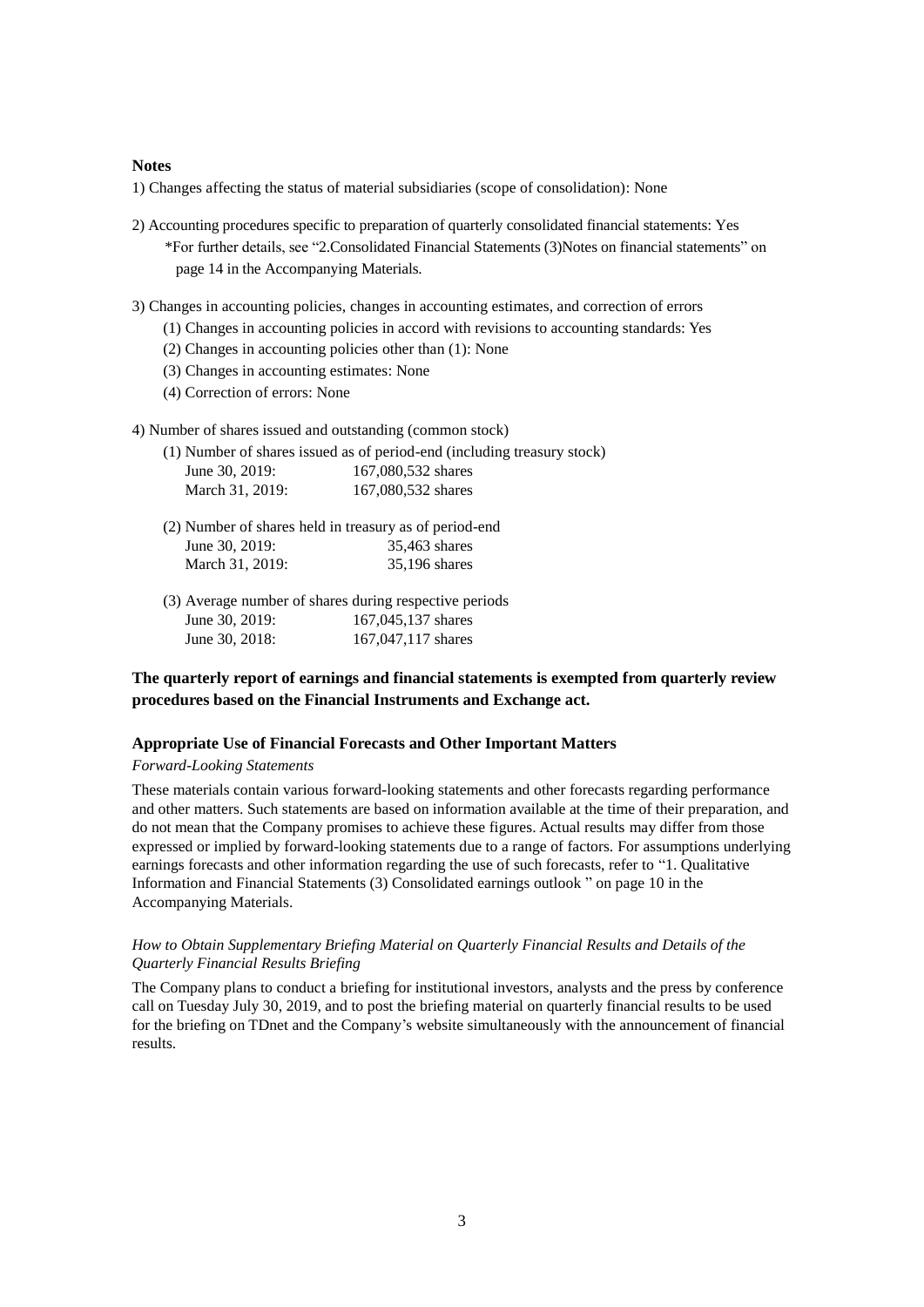**Notes**

1) Changes affecting the status of material subsidiaries (scope of consolidation): None

2) Accounting procedures specific to preparation of quarterly consolidated financial statements: Yes
   *For further details, see "2.Consolidated Financial Statements (3)Notes on financial statements" on page 14 in the Accompanying Materials.

3) Changes in accounting policies, changes in accounting estimates, and correction of errors
   (1) Changes in accounting policies in accord with revisions to accounting standards: Yes
   (2) Changes in accounting policies other than (1): None
   (3) Changes in accounting estimates: None
   (4) Correction of errors: None

4) Number of shares issued and outstanding (common stock)
   (1) Number of shares issued as of period-end (including treasury stock)

| | |
|---|---|
| June 30, 2019: | 167,080,532 shares |
| March 31, 2019: | 167,080,532 shares |

   (2) Number of shares held in treasury as of period-end

| | |
|---|---|
| June 30, 2019: | 35,463 shares |
| March 31, 2019: | 35,196 shares |

   (3) Average number of shares during respective periods

| | |
|---|---|
| June 30, 2019: | 167,045,137 shares |
| June 30, 2018: | 167,047,117 shares |

**The quarterly report of earnings and financial statements is exempted from quarterly review procedures based on the Financial Instruments and Exchange act.**

**Appropriate Use of Financial Forecasts and Other Important Matters**

*Forward-Looking Statements*

These materials contain various forward-looking statements and other forecasts regarding performance and other matters. Such statements are based on information available at the time of their preparation, and do not mean that the Company promises to achieve these figures. Actual results may differ from those expressed or implied by forward-looking statements due to a range of factors. For assumptions underlying earnings forecasts and other information regarding the use of such forecasts, refer to "1. Qualitative Information and Financial Statements (3) Consolidated earnings outlook " on page 10 in the Accompanying Materials.

*How to Obtain Supplementary Briefing Material on Quarterly Financial Results and Details of the Quarterly Financial Results Briefing*

The Company plans to conduct a briefing for institutional investors, analysts and the press by conference call on Tuesday July 30, 2019, and to post the briefing material on quarterly financial results to be used for the briefing on TDnet and the Company's website simultaneously with the announcement of financial results.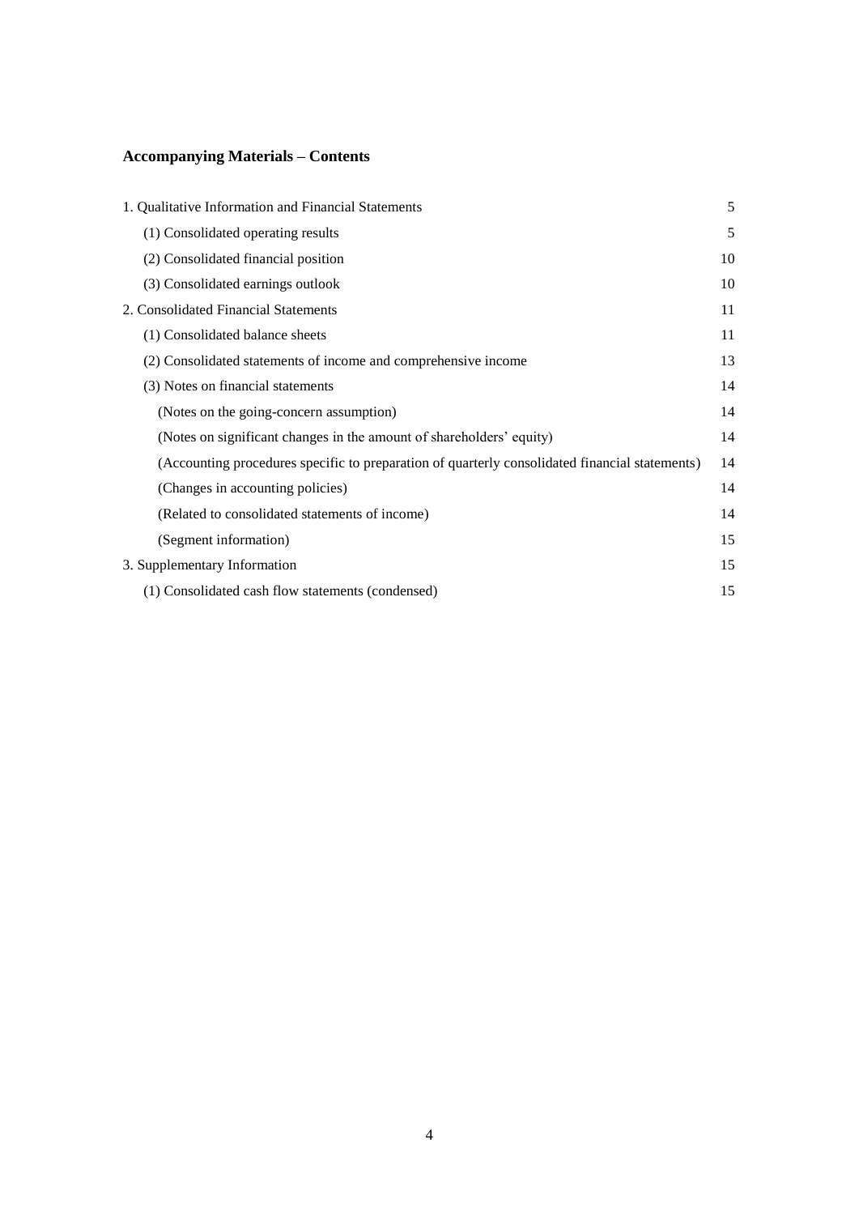## Accompanying Materials – Contents

| | |
|---|---|
| 1. Qualitative Information and Financial Statements | 5 |
| (1) Consolidated operating results | 5 |
| (2) Consolidated financial position | 10 |
| (3) Consolidated earnings outlook | 10 |
| 2. Consolidated Financial Statements | 11 |
| (1) Consolidated balance sheets | 11 |
| (2) Consolidated statements of income and comprehensive income | 13 |
| (3) Notes on financial statements | 14 |
| (Notes on the going-concern assumption) | 14 |
| (Notes on significant changes in the amount of shareholders' equity) | 14 |
| (Accounting procedures specific to preparation of quarterly consolidated financial statements) | 14 |
| (Changes in accounting policies) | 14 |
| (Related to consolidated statements of income) | 14 |
| (Segment information) | 15 |
| 3. Supplementary Information | 15 |
| (1) Consolidated cash flow statements (condensed) | 15 |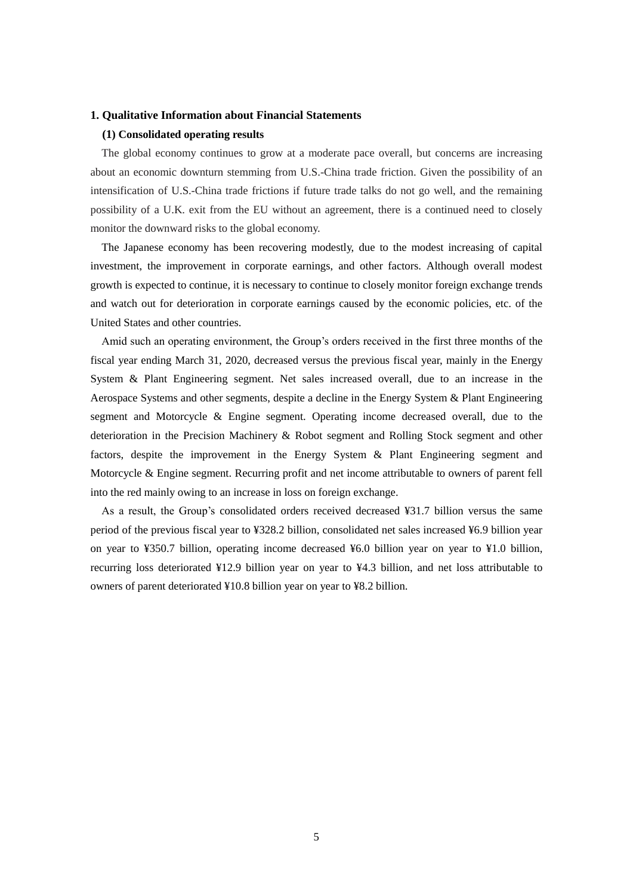## 1. Qualitative Information about Financial Statements

### (1) Consolidated operating results

The global economy continues to grow at a moderate pace overall, but concerns are increasing about an economic downturn stemming from U.S.-China trade friction. Given the possibility of an intensification of U.S.-China trade frictions if future trade talks do not go well, and the remaining possibility of a U.K. exit from the EU without an agreement, there is a continued need to closely monitor the downward risks to the global economy.

The Japanese economy has been recovering modestly, due to the modest increasing of capital investment, the improvement in corporate earnings, and other factors. Although overall modest growth is expected to continue, it is necessary to continue to closely monitor foreign exchange trends and watch out for deterioration in corporate earnings caused by the economic policies, etc. of the United States and other countries.

Amid such an operating environment, the Group's orders received in the first three months of the fiscal year ending March 31, 2020, decreased versus the previous fiscal year, mainly in the Energy System & Plant Engineering segment. Net sales increased overall, due to an increase in the Aerospace Systems and other segments, despite a decline in the Energy System & Plant Engineering segment and Motorcycle & Engine segment. Operating income decreased overall, due to the deterioration in the Precision Machinery & Robot segment and Rolling Stock segment and other factors, despite the improvement in the Energy System & Plant Engineering segment and Motorcycle & Engine segment. Recurring profit and net income attributable to owners of parent fell into the red mainly owing to an increase in loss on foreign exchange.

As a result, the Group's consolidated orders received decreased ¥31.7 billion versus the same period of the previous fiscal year to ¥328.2 billion, consolidated net sales increased ¥6.9 billion year on year to ¥350.7 billion, operating income decreased ¥6.0 billion year on year to ¥1.0 billion, recurring loss deteriorated ¥12.9 billion year on year to ¥4.3 billion, and net loss attributable to owners of parent deteriorated ¥10.8 billion year on year to ¥8.2 billion.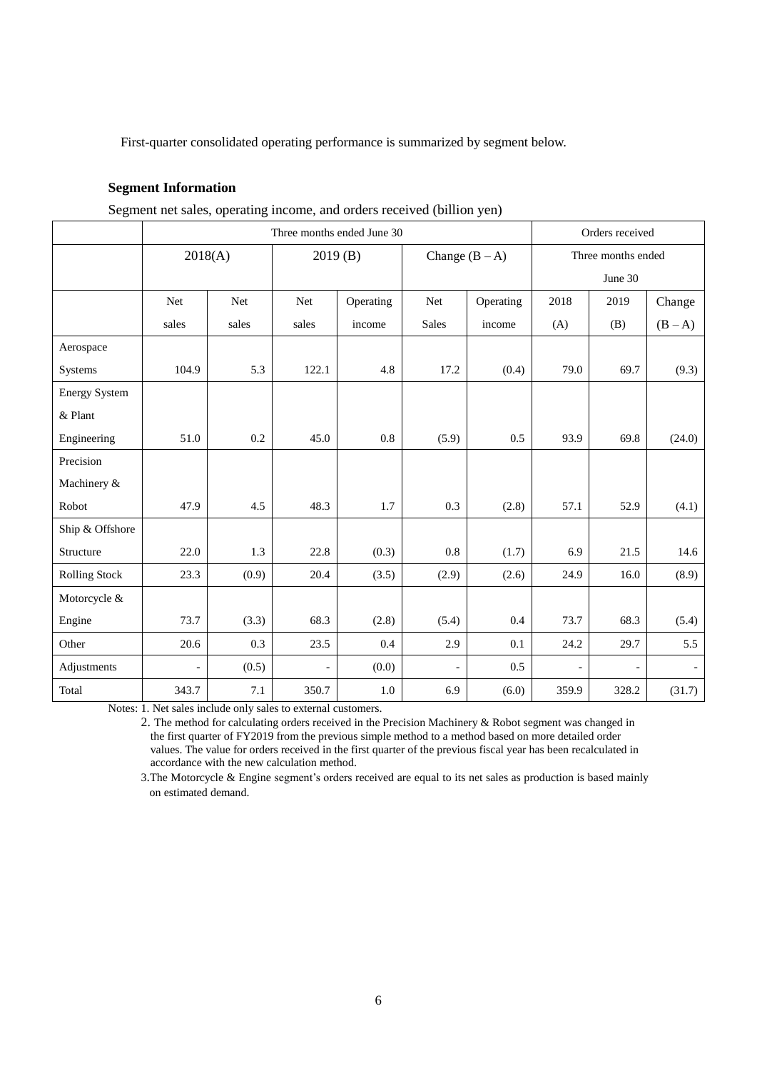First-quarter consolidated operating performance is summarized by segment below.

**Segment Information**

Segment net sales, operating income, and orders received (billion yen)

| | Three months ended June 30 | | | | | | Orders received | | |
|---|---|---|---|---|---|---|---|---|---|
| | 2018(A) | | 2019 (B) | | Change (B – A) | | Three months ended June 30 | | |
| | Net sales | Net sales | Net sales | Operating income | Net Sales | Operating income | 2018 (A) | 2019 (B) | Change (B – A) |
| Aerospace Systems | 104.9 | 5.3 | 122.1 | 4.8 | 17.2 | (0.4) | 79.0 | 69.7 | (9.3) |
| Energy System & Plant Engineering | 51.0 | 0.2 | 45.0 | 0.8 | (5.9) | 0.5 | 93.9 | 69.8 | (24.0) |
| Precision Machinery & Robot | 47.9 | 4.5 | 48.3 | 1.7 | 0.3 | (2.8) | 57.1 | 52.9 | (4.1) |
| Ship & Offshore Structure | 22.0 | 1.3 | 22.8 | (0.3) | 0.8 | (1.7) | 6.9 | 21.5 | 14.6 |
| Rolling Stock | 23.3 | (0.9) | 20.4 | (3.5) | (2.9) | (2.6) | 24.9 | 16.0 | (8.9) |
| Motorcycle & Engine | 73.7 | (3.3) | 68.3 | (2.8) | (5.4) | 0.4 | 73.7 | 68.3 | (5.4) |
| Other | 20.6 | 0.3 | 23.5 | 0.4 | 2.9 | 0.1 | 24.2 | 29.7 | 5.5 |
| Adjustments | - | (0.5) | - | (0.0) | - | 0.5 | - | - | - |
| Total | 343.7 | 7.1 | 350.7 | 1.0 | 6.9 | (6.0) | 359.9 | 328.2 | (31.7) |

Notes: 1. Net sales include only sales to external customers.

2. The method for calculating orders received in the Precision Machinery & Robot segment was changed in the first quarter of FY2019 from the previous simple method to a method based on more detailed order values. The value for orders received in the first quarter of the previous fiscal year has been recalculated in accordance with the new calculation method.

3. The Motorcycle & Engine segment's orders received are equal to its net sales as production is based mainly on estimated demand.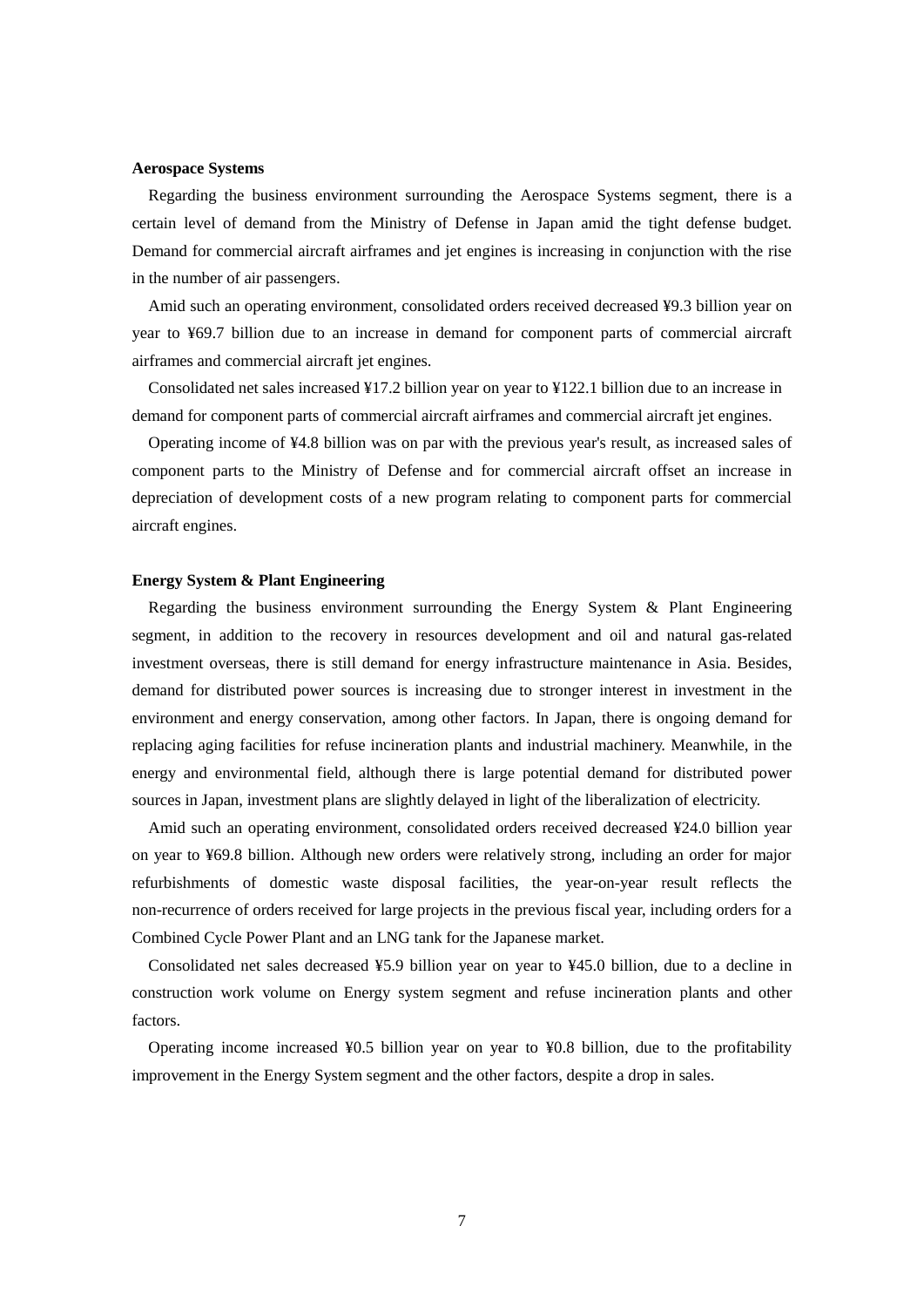**Aerospace Systems**

Regarding the business environment surrounding the Aerospace Systems segment, there is a certain level of demand from the Ministry of Defense in Japan amid the tight defense budget. Demand for commercial aircraft airframes and jet engines is increasing in conjunction with the rise in the number of air passengers.

Amid such an operating environment, consolidated orders received decreased ¥9.3 billion year on year to ¥69.7 billion due to an increase in demand for component parts of commercial aircraft airframes and commercial aircraft jet engines.

Consolidated net sales increased ¥17.2 billion year on year to ¥122.1 billion due to an increase in demand for component parts of commercial aircraft airframes and commercial aircraft jet engines.

Operating income of ¥4.8 billion was on par with the previous year's result, as increased sales of component parts to the Ministry of Defense and for commercial aircraft offset an increase in depreciation of development costs of a new program relating to component parts for commercial aircraft engines.

**Energy System & Plant Engineering**

Regarding the business environment surrounding the Energy System & Plant Engineering segment, in addition to the recovery in resources development and oil and natural gas-related investment overseas, there is still demand for energy infrastructure maintenance in Asia. Besides, demand for distributed power sources is increasing due to stronger interest in investment in the environment and energy conservation, among other factors. In Japan, there is ongoing demand for replacing aging facilities for refuse incineration plants and industrial machinery. Meanwhile, in the energy and environmental field, although there is large potential demand for distributed power sources in Japan, investment plans are slightly delayed in light of the liberalization of electricity.

Amid such an operating environment, consolidated orders received decreased ¥24.0 billion year on year to ¥69.8 billion. Although new orders were relatively strong, including an order for major refurbishments of domestic waste disposal facilities, the year-on-year result reflects the non-recurrence of orders received for large projects in the previous fiscal year, including orders for a Combined Cycle Power Plant and an LNG tank for the Japanese market.

Consolidated net sales decreased ¥5.9 billion year on year to ¥45.0 billion, due to a decline in construction work volume on Energy system segment and refuse incineration plants and other factors.

Operating income increased ¥0.5 billion year on year to ¥0.8 billion, due to the profitability improvement in the Energy System segment and the other factors, despite a drop in sales.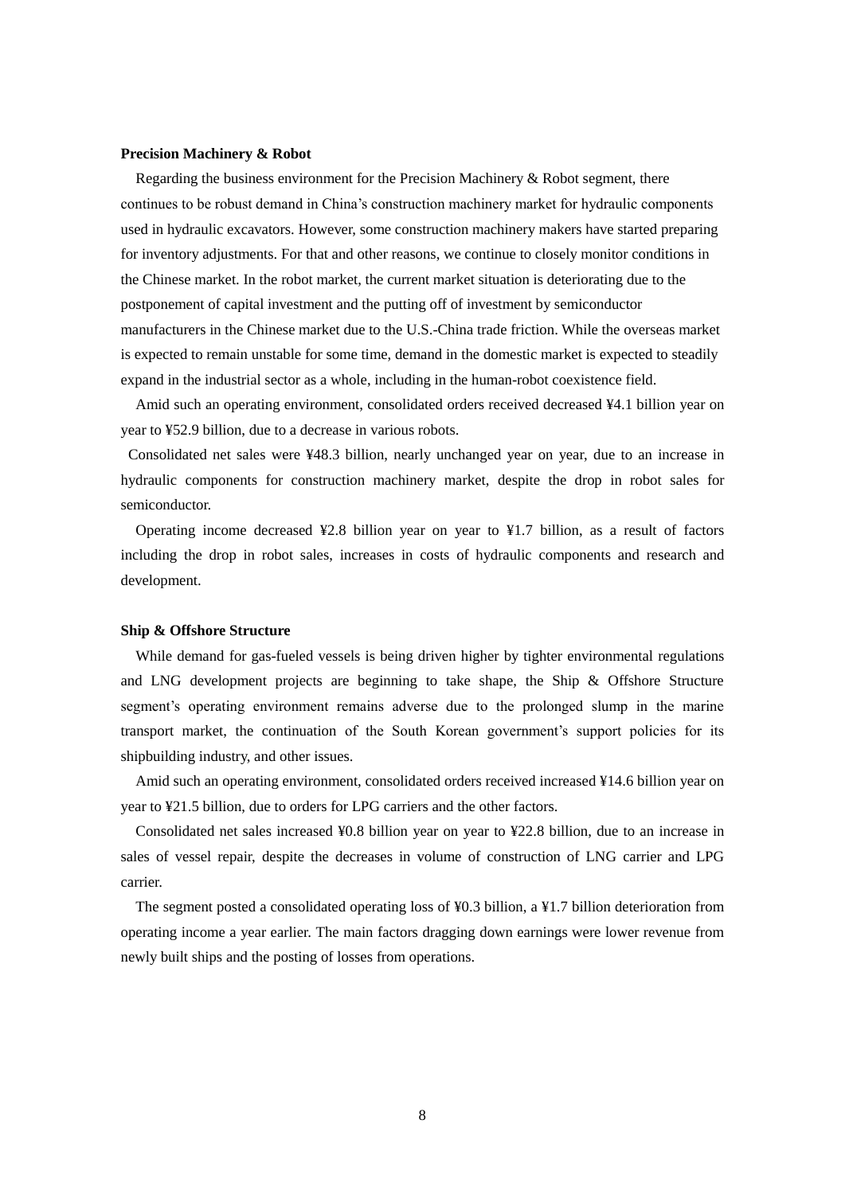**Precision Machinery & Robot**

Regarding the business environment for the Precision Machinery & Robot segment, there continues to be robust demand in China's construction machinery market for hydraulic components used in hydraulic excavators. However, some construction machinery makers have started preparing for inventory adjustments. For that and other reasons, we continue to closely monitor conditions in the Chinese market. In the robot market, the current market situation is deteriorating due to the postponement of capital investment and the putting off of investment by semiconductor manufacturers in the Chinese market due to the U.S.-China trade friction. While the overseas market is expected to remain unstable for some time, demand in the domestic market is expected to steadily expand in the industrial sector as a whole, including in the human-robot coexistence field.

Amid such an operating environment, consolidated orders received decreased ¥4.1 billion year on year to ¥52.9 billion, due to a decrease in various robots.

Consolidated net sales were ¥48.3 billion, nearly unchanged year on year, due to an increase in hydraulic components for construction machinery market, despite the drop in robot sales for semiconductor.

Operating income decreased ¥2.8 billion year on year to ¥1.7 billion, as a result of factors including the drop in robot sales, increases in costs of hydraulic components and research and development.

**Ship & Offshore Structure**

While demand for gas-fueled vessels is being driven higher by tighter environmental regulations and LNG development projects are beginning to take shape, the Ship & Offshore Structure segment's operating environment remains adverse due to the prolonged slump in the marine transport market, the continuation of the South Korean government's support policies for its shipbuilding industry, and other issues.

Amid such an operating environment, consolidated orders received increased ¥14.6 billion year on year to ¥21.5 billion, due to orders for LPG carriers and the other factors.

Consolidated net sales increased ¥0.8 billion year on year to ¥22.8 billion, due to an increase in sales of vessel repair, despite the decreases in volume of construction of LNG carrier and LPG carrier.

The segment posted a consolidated operating loss of ¥0.3 billion, a ¥1.7 billion deterioration from operating income a year earlier. The main factors dragging down earnings were lower revenue from newly built ships and the posting of losses from operations.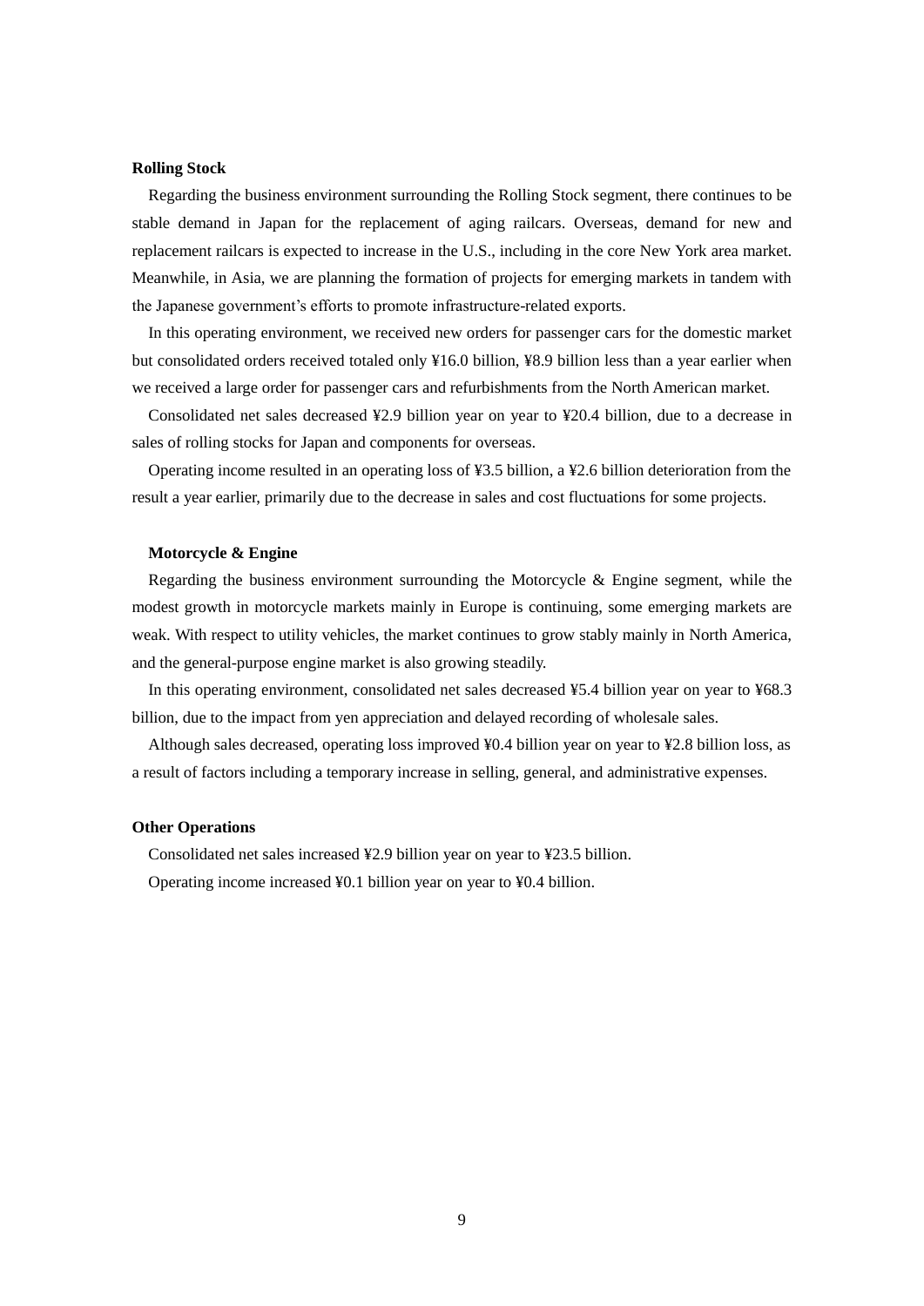**Rolling Stock**

Regarding the business environment surrounding the Rolling Stock segment, there continues to be stable demand in Japan for the replacement of aging railcars. Overseas, demand for new and replacement railcars is expected to increase in the U.S., including in the core New York area market. Meanwhile, in Asia, we are planning the formation of projects for emerging markets in tandem with the Japanese government's efforts to promote infrastructure-related exports.

In this operating environment, we received new orders for passenger cars for the domestic market but consolidated orders received totaled only ¥16.0 billion, ¥8.9 billion less than a year earlier when we received a large order for passenger cars and refurbishments from the North American market.

Consolidated net sales decreased ¥2.9 billion year on year to ¥20.4 billion, due to a decrease in sales of rolling stocks for Japan and components for overseas.

Operating income resulted in an operating loss of ¥3.5 billion, a ¥2.6 billion deterioration from the result a year earlier, primarily due to the decrease in sales and cost fluctuations for some projects.

**Motorcycle & Engine**

Regarding the business environment surrounding the Motorcycle & Engine segment, while the modest growth in motorcycle markets mainly in Europe is continuing, some emerging markets are weak. With respect to utility vehicles, the market continues to grow stably mainly in North America, and the general-purpose engine market is also growing steadily.

In this operating environment, consolidated net sales decreased ¥5.4 billion year on year to ¥68.3 billion, due to the impact from yen appreciation and delayed recording of wholesale sales.

Although sales decreased, operating loss improved ¥0.4 billion year on year to ¥2.8 billion loss, as a result of factors including a temporary increase in selling, general, and administrative expenses.

**Other Operations**

Consolidated net sales increased ¥2.9 billion year on year to ¥23.5 billion.

Operating income increased ¥0.1 billion year on year to ¥0.4 billion.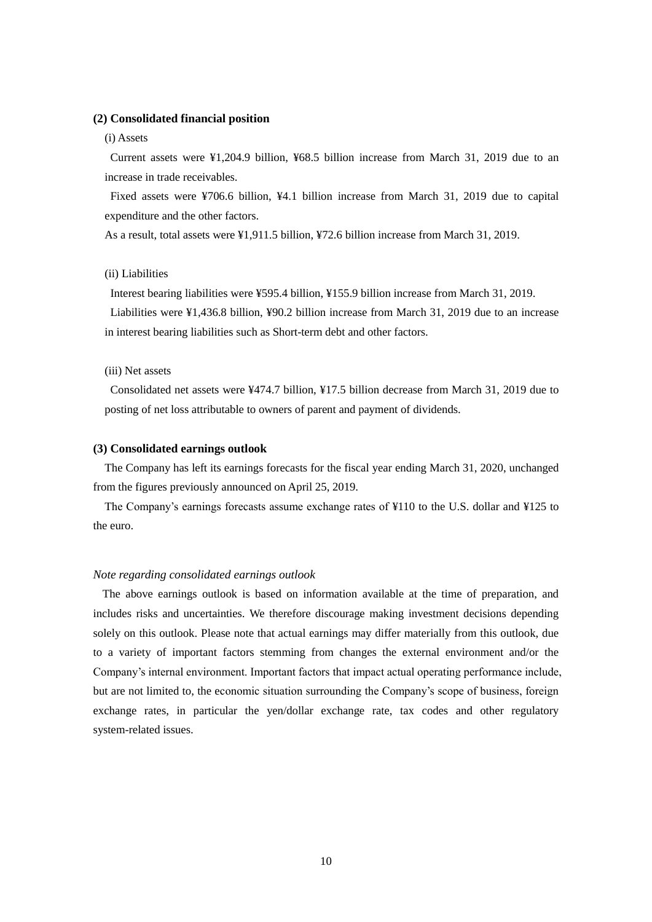### (2) Consolidated financial position

(i) Assets

Current assets were ¥1,204.9 billion, ¥68.5 billion increase from March 31, 2019 due to an increase in trade receivables.

Fixed assets were ¥706.6 billion, ¥4.1 billion increase from March 31, 2019 due to capital expenditure and the other factors.

As a result, total assets were ¥1,911.5 billion, ¥72.6 billion increase from March 31, 2019.

(ii) Liabilities

Interest bearing liabilities were ¥595.4 billion, ¥155.9 billion increase from March 31, 2019.

Liabilities were ¥1,436.8 billion, ¥90.2 billion increase from March 31, 2019 due to an increase in interest bearing liabilities such as Short-term debt and other factors.

(iii) Net assets

Consolidated net assets were ¥474.7 billion, ¥17.5 billion decrease from March 31, 2019 due to posting of net loss attributable to owners of parent and payment of dividends.

### (3) Consolidated earnings outlook

The Company has left its earnings forecasts for the fiscal year ending March 31, 2020, unchanged from the figures previously announced on April 25, 2019.

The Company's earnings forecasts assume exchange rates of ¥110 to the U.S. dollar and ¥125 to the euro.

*Note regarding consolidated earnings outlook*

The above earnings outlook is based on information available at the time of preparation, and includes risks and uncertainties. We therefore discourage making investment decisions depending solely on this outlook. Please note that actual earnings may differ materially from this outlook, due to a variety of important factors stemming from changes the external environment and/or the Company's internal environment. Important factors that impact actual operating performance include, but are not limited to, the economic situation surrounding the Company's scope of business, foreign exchange rates, in particular the yen/dollar exchange rate, tax codes and other regulatory system-related issues.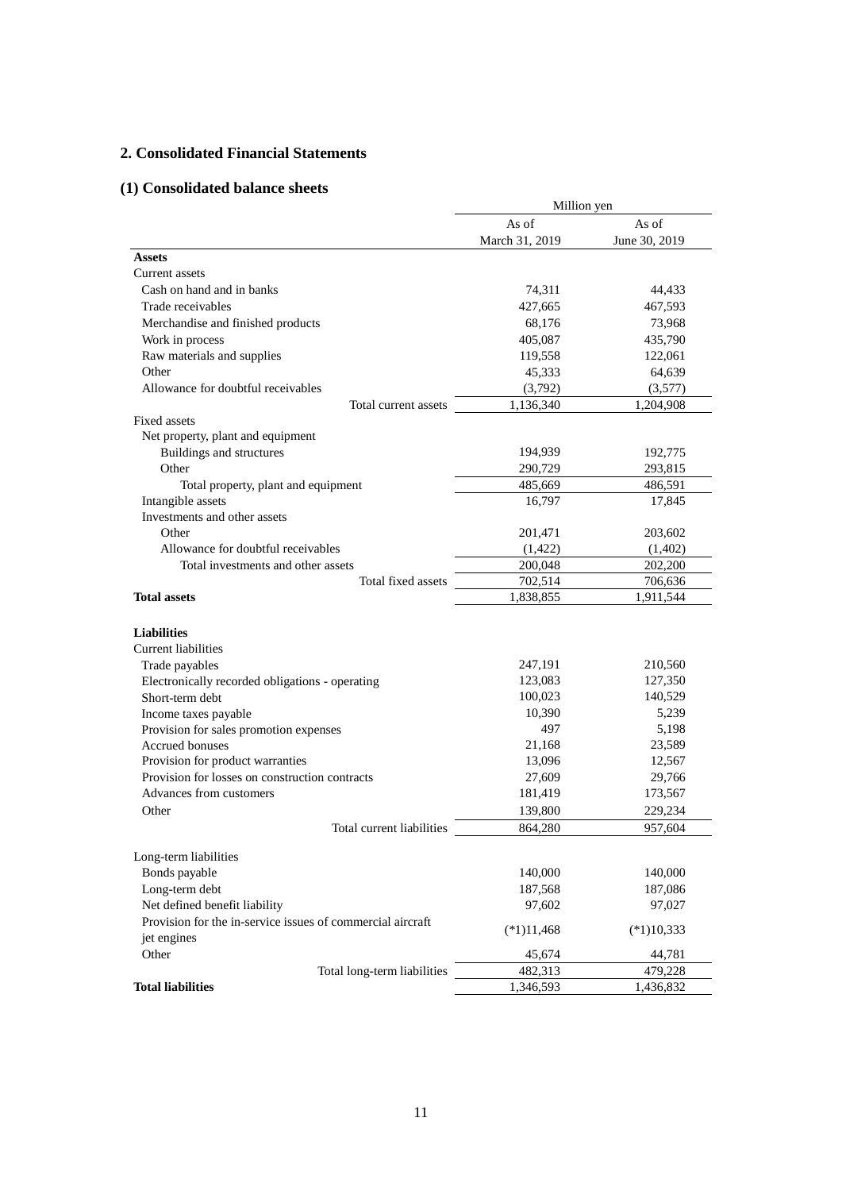## 2. Consolidated Financial Statements

### (1) Consolidated balance sheets

| | Million yen | |
|---|---|---|
| | As of March 31, 2019 | As of June 30, 2019 |
| **Assets** | | |
| Current assets | | |
| Cash on hand and in banks | 74,311 | 44,433 |
| Trade receivables | 427,665 | 467,593 |
| Merchandise and finished products | 68,176 | 73,968 |
| Work in process | 405,087 | 435,790 |
| Raw materials and supplies | 119,558 | 122,061 |
| Other | 45,333 | 64,639 |
| Allowance for doubtful receivables | (3,792) | (3,577) |
| Total current assets | 1,136,340 | 1,204,908 |
| Fixed assets | | |
| Net property, plant and equipment | | |
| Buildings and structures | 194,939 | 192,775 |
| Other | 290,729 | 293,815 |
| Total property, plant and equipment | 485,669 | 486,591 |
| Intangible assets | 16,797 | 17,845 |
| Investments and other assets | | |
| Other | 201,471 | 203,602 |
| Allowance for doubtful receivables | (1,422) | (1,402) |
| Total investments and other assets | 200,048 | 202,200 |
| Total fixed assets | 702,514 | 706,636 |
| **Total assets** | 1,838,855 | 1,911,544 |
| **Liabilities** | | |
| Current liabilities | | |
| Trade payables | 247,191 | 210,560 |
| Electronically recorded obligations - operating | 123,083 | 127,350 |
| Short-term debt | 100,023 | 140,529 |
| Income taxes payable | 10,390 | 5,239 |
| Provision for sales promotion expenses | 497 | 5,198 |
| Accrued bonuses | 21,168 | 23,589 |
| Provision for product warranties | 13,096 | 12,567 |
| Provision for losses on construction contracts | 27,609 | 29,766 |
| Advances from customers | 181,419 | 173,567 |
| Other | 139,800 | 229,234 |
| Total current liabilities | 864,280 | 957,604 |
| Long-term liabilities | | |
| Bonds payable | 140,000 | 140,000 |
| Long-term debt | 187,568 | 187,086 |
| Net defined benefit liability | 97,602 | 97,027 |
| Provision for the in-service issues of commercial aircraft jet engines | (*1)11,468 | (*1)10,333 |
| Other | 45,674 | 44,781 |
| Total long-term liabilities | 482,313 | 479,228 |
| **Total liabilities** | 1,346,593 | 1,436,832 |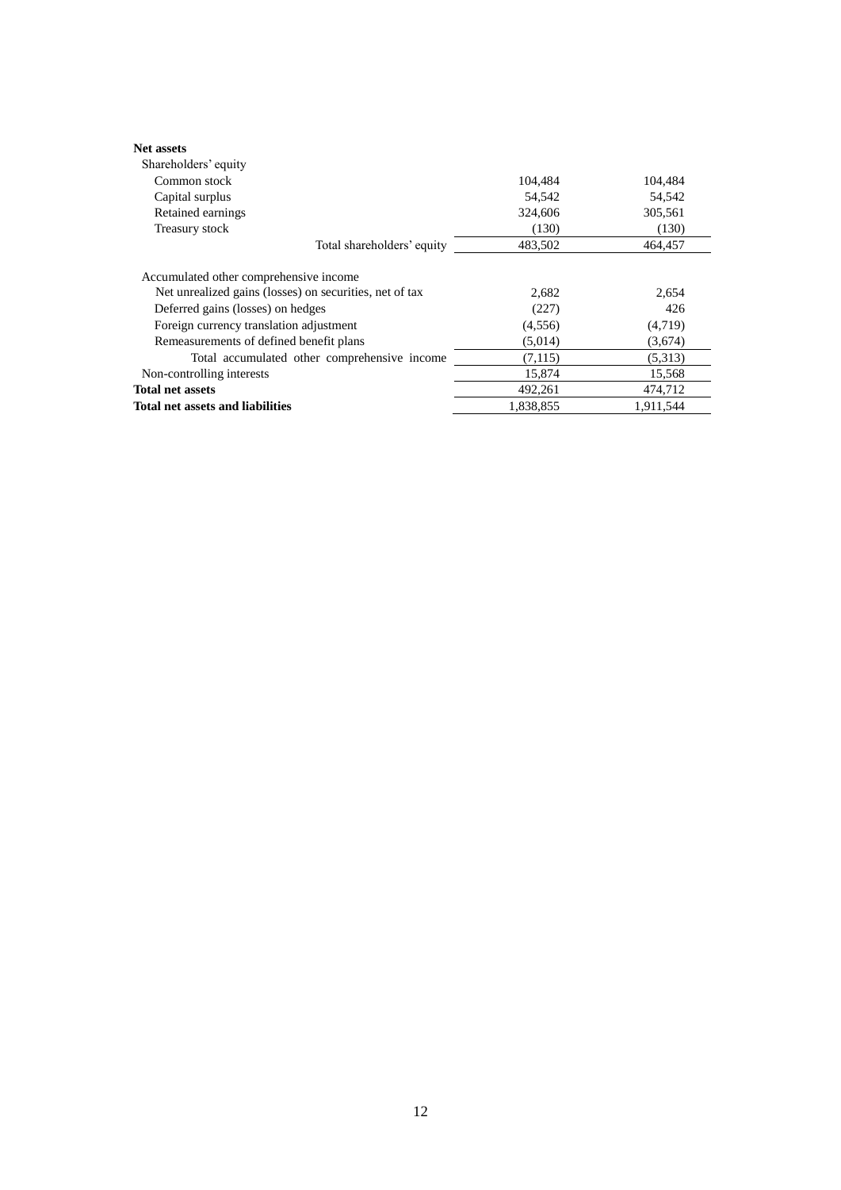| | | |
|---|---|---|
| **Net assets** | | |
| Shareholders' equity | | |
| Common stock | 104,484 | 104,484 |
| Capital surplus | 54,542 | 54,542 |
| Retained earnings | 324,606 | 305,561 |
| Treasury stock | (130) | (130) |
| Total shareholders' equity | 483,502 | 464,457 |
| Accumulated other comprehensive income | | |
| Net unrealized gains (losses) on securities, net of tax | 2,682 | 2,654 |
| Deferred gains (losses) on hedges | (227) | 426 |
| Foreign currency translation adjustment | (4,556) | (4,719) |
| Remeasurements of defined benefit plans | (5,014) | (3,674) |
| Total accumulated other comprehensive income | (7,115) | (5,313) |
| Non-controlling interests | 15,874 | 15,568 |
| **Total net assets** | 492,261 | 474,712 |
| **Total net assets and liabilities** | 1,838,855 | 1,911,544 |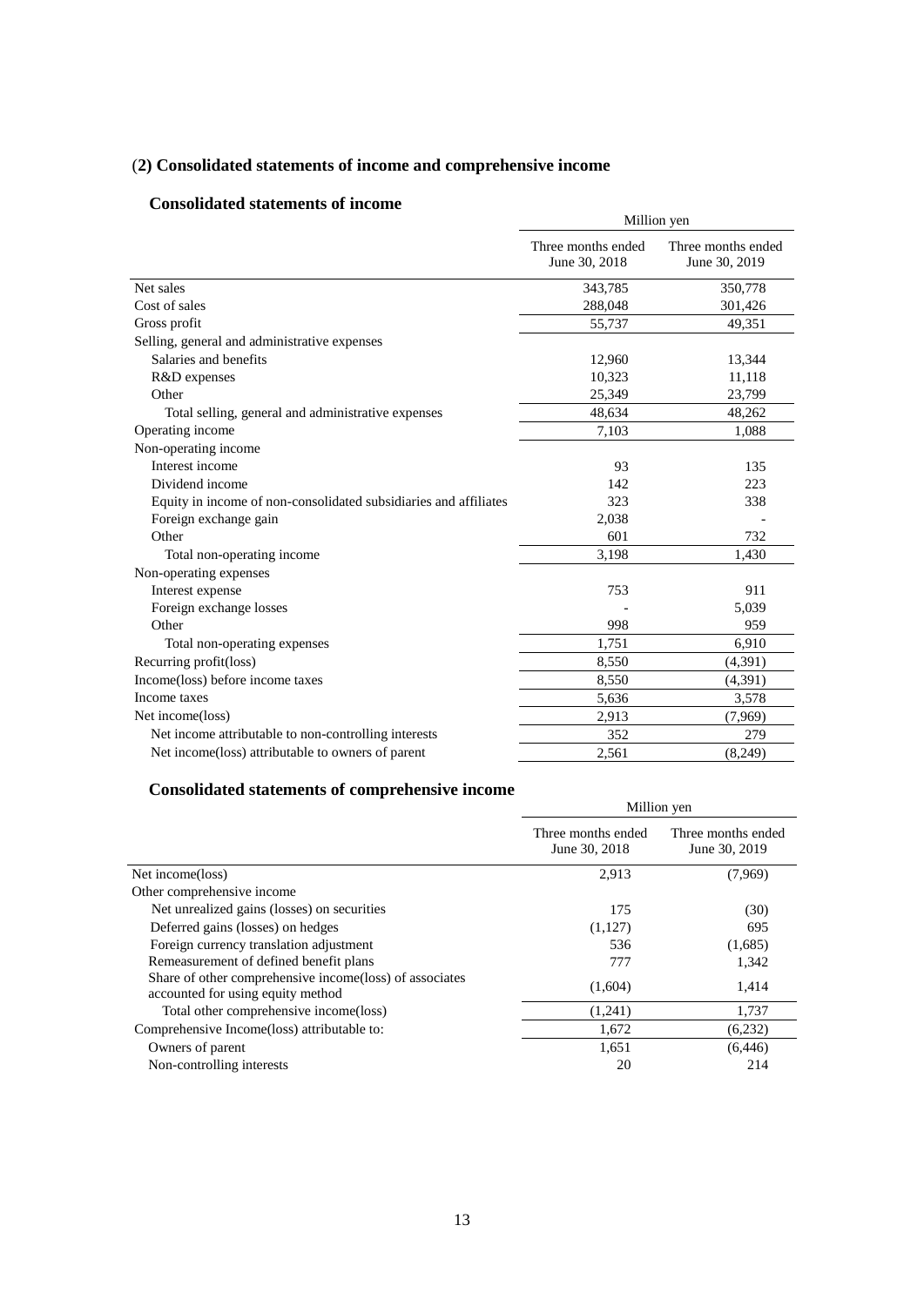## (2) Consolidated statements of income and comprehensive income

### Consolidated statements of income

| | Million yen | |
|---|---|---|
| | Three months ended June 30, 2018 | Three months ended June 30, 2019 |
| Net sales | 343,785 | 350,778 |
| Cost of sales | 288,048 | 301,426 |
| Gross profit | 55,737 | 49,351 |
| Selling, general and administrative expenses | | |
| Salaries and benefits | 12,960 | 13,344 |
| R&D expenses | 10,323 | 11,118 |
| Other | 25,349 | 23,799 |
| Total selling, general and administrative expenses | 48,634 | 48,262 |
| Operating income | 7,103 | 1,088 |
| Non-operating income | | |
| Interest income | 93 | 135 |
| Dividend income | 142 | 223 |
| Equity in income of non-consolidated subsidiaries and affiliates | 323 | 338 |
| Foreign exchange gain | 2,038 | - |
| Other | 601 | 732 |
| Total non-operating income | 3,198 | 1,430 |
| Non-operating expenses | | |
| Interest expense | 753 | 911 |
| Foreign exchange losses | - | 5,039 |
| Other | 998 | 959 |
| Total non-operating expenses | 1,751 | 6,910 |
| Recurring profit(loss) | 8,550 | (4,391) |
| Income(loss) before income taxes | 8,550 | (4,391) |
| Income taxes | 5,636 | 3,578 |
| Net income(loss) | 2,913 | (7,969) |
| Net income attributable to non-controlling interests | 352 | 279 |
| Net income(loss) attributable to owners of parent | 2,561 | (8,249) |

### Consolidated statements of comprehensive income

| | Million yen | |
|---|---|---|
| | Three months ended June 30, 2018 | Three months ended June 30, 2019 |
| Net income(loss) | 2,913 | (7,969) |
| Other comprehensive income | | |
| Net unrealized gains (losses) on securities | 175 | (30) |
| Deferred gains (losses) on hedges | (1,127) | 695 |
| Foreign currency translation adjustment | 536 | (1,685) |
| Remeasurement of defined benefit plans | 777 | 1,342 |
| Share of other comprehensive income(loss) of associates accounted for using equity method | (1,604) | 1,414 |
| Total other comprehensive income(loss) | (1,241) | 1,737 |
| Comprehensive Income(loss) attributable to: | 1,672 | (6,232) |
| Owners of parent | 1,651 | (6,446) |
| Non-controlling interests | 20 | 214 |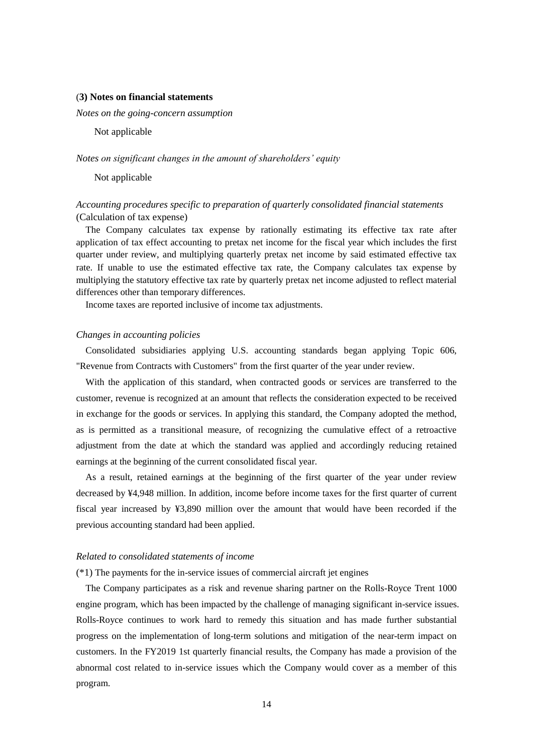### (3) Notes on financial statements

*Notes on the going-concern assumption*

Not applicable

*Notes on significant changes in the amount of shareholders' equity*

Not applicable

*Accounting procedures specific to preparation of quarterly consolidated financial statements*
(Calculation of tax expense)

The Company calculates tax expense by rationally estimating its effective tax rate after application of tax effect accounting to pretax net income for the fiscal year which includes the first quarter under review, and multiplying quarterly pretax net income by said estimated effective tax rate. If unable to use the estimated effective tax rate, the Company calculates tax expense by multiplying the statutory effective tax rate by quarterly pretax net income adjusted to reflect material differences other than temporary differences.

Income taxes are reported inclusive of income tax adjustments.

*Changes in accounting policies*

Consolidated subsidiaries applying U.S. accounting standards began applying Topic 606, "Revenue from Contracts with Customers" from the first quarter of the year under review.

With the application of this standard, when contracted goods or services are transferred to the customer, revenue is recognized at an amount that reflects the consideration expected to be received in exchange for the goods or services. In applying this standard, the Company adopted the method, as is permitted as a transitional measure, of recognizing the cumulative effect of a retroactive adjustment from the date at which the standard was applied and accordingly reducing retained earnings at the beginning of the current consolidated fiscal year.

As a result, retained earnings at the beginning of the first quarter of the year under review decreased by ¥4,948 million. In addition, income before income taxes for the first quarter of current fiscal year increased by ¥3,890 million over the amount that would have been recorded if the previous accounting standard had been applied.

*Related to consolidated statements of income*

(*1) The payments for the in-service issues of commercial aircraft jet engines

The Company participates as a risk and revenue sharing partner on the Rolls-Royce Trent 1000 engine program, which has been impacted by the challenge of managing significant in-service issues. Rolls-Royce continues to work hard to remedy this situation and has made further substantial progress on the implementation of long-term solutions and mitigation of the near-term impact on customers. In the FY2019 1st quarterly financial results, the Company has made a provision of the abnormal cost related to in-service issues which the Company would cover as a member of this program.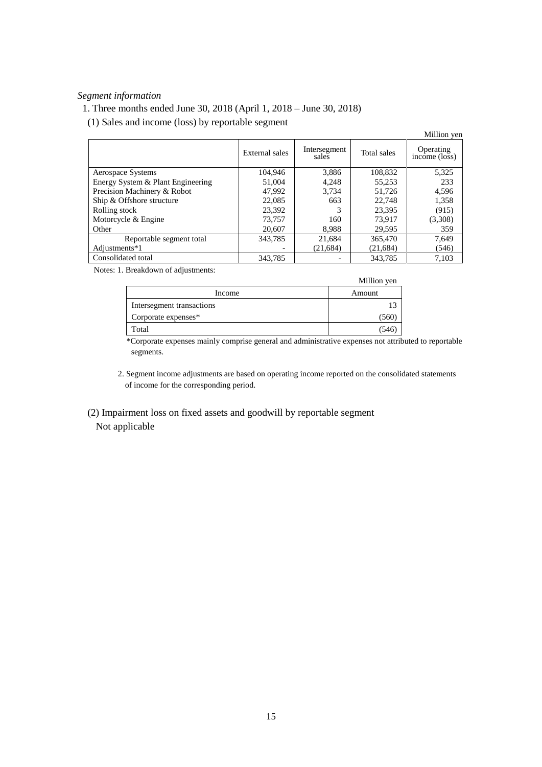*Segment information*

1. Three months ended June 30, 2018 (April 1, 2018 – June 30, 2018)

(1) Sales and income (loss) by reportable segment

Million yen

| | External sales | Intersegment sales | Total sales | Operating income (loss) |
|---|---|---|---|---|
| Aerospace Systems | 104,946 | 3,886 | 108,832 | 5,325 |
| Energy System & Plant Engineering | 51,004 | 4,248 | 55,253 | 233 |
| Precision Machinery & Robot | 47,992 | 3,734 | 51,726 | 4,596 |
| Ship & Offshore structure | 22,085 | 663 | 22,748 | 1,358 |
| Rolling stock | 23,392 | 3 | 23,395 | (915) |
| Motorcycle & Engine | 73,757 | 160 | 73,917 | (3,308) |
| Other | 20,607 | 8,988 | 29,595 | 359 |
| Reportable segment total | 343,785 | 21,684 | 365,470 | 7,649 |
| Adjustments*1 | - | (21,684) | (21,684) | (546) |
| Consolidated total | 343,785 | - | 343,785 | 7,103 |

Notes: 1. Breakdown of adjustments:

Million yen

| Income | Amount |
|---|---|
| Intersegment transactions | 13 |
| Corporate expenses* | (560) |
| Total | (546) |

*Corporate expenses mainly comprise general and administrative expenses not attributed to reportable segments.

2. Segment income adjustments are based on operating income reported on the consolidated statements of income for the corresponding period.

(2) Impairment loss on fixed assets and goodwill by reportable segment

Not applicable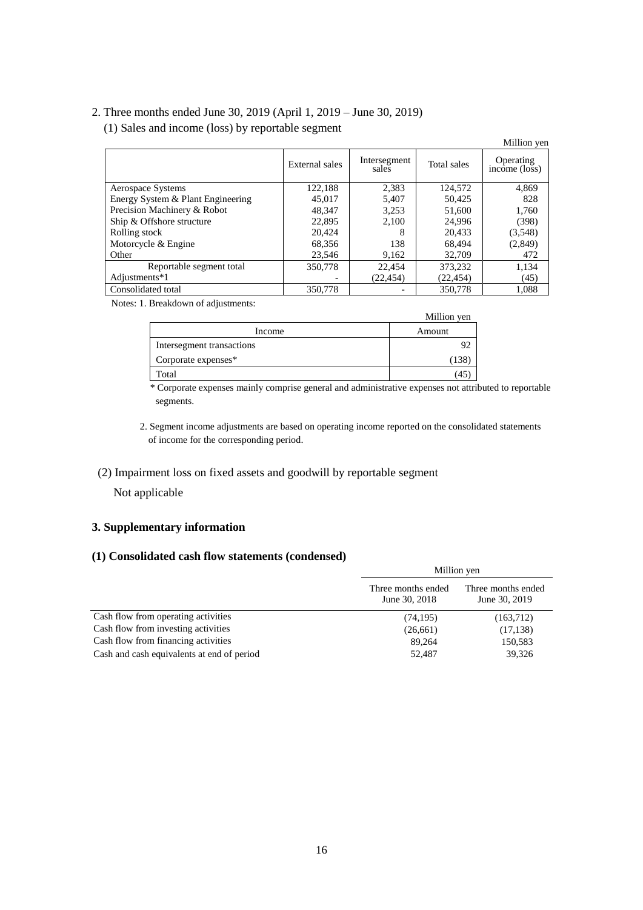2. Three months ended June 30, 2019 (April 1, 2019 – June 30, 2019)

(1) Sales and income (loss) by reportable segment

Million yen

| | External sales | Intersegment sales | Total sales | Operating income (loss) |
|---|---|---|---|---|
| Aerospace Systems | 122,188 | 2,383 | 124,572 | 4,869 |
| Energy System & Plant Engineering | 45,017 | 5,407 | 50,425 | 828 |
| Precision Machinery & Robot | 48,347 | 3,253 | 51,600 | 1,760 |
| Ship & Offshore structure | 22,895 | 2,100 | 24,996 | (398) |
| Rolling stock | 20,424 | 8 | 20,433 | (3,548) |
| Motorcycle & Engine | 68,356 | 138 | 68,494 | (2,849) |
| Other | 23,546 | 9,162 | 32,709 | 472 |
| Reportable segment total | 350,778 | 22,454 | 373,232 | 1,134 |
| Adjustments*1 | - | (22,454) | (22,454) | (45) |
| Consolidated total | 350,778 | - | 350,778 | 1,088 |

Notes: 1. Breakdown of adjustments:

Million yen

| Income | Amount |
|---|---|
| Intersegment transactions | 92 |
| Corporate expenses* | (138) |
| Total | (45) |

\* Corporate expenses mainly comprise general and administrative expenses not attributed to reportable segments.

2. Segment income adjustments are based on operating income reported on the consolidated statements of income for the corresponding period.

(2) Impairment loss on fixed assets and goodwill by reportable segment

Not applicable

## 3. Supplementary information

### (1) Consolidated cash flow statements (condensed)

| | Million yen | |
|---|---|---|
| | Three months ended June 30, 2018 | Three months ended June 30, 2019 |
| Cash flow from operating activities | (74,195) | (163,712) |
| Cash flow from investing activities | (26,661) | (17,138) |
| Cash flow from financing activities | 89,264 | 150,583 |
| Cash and cash equivalents at end of period | 52,487 | 39,326 |